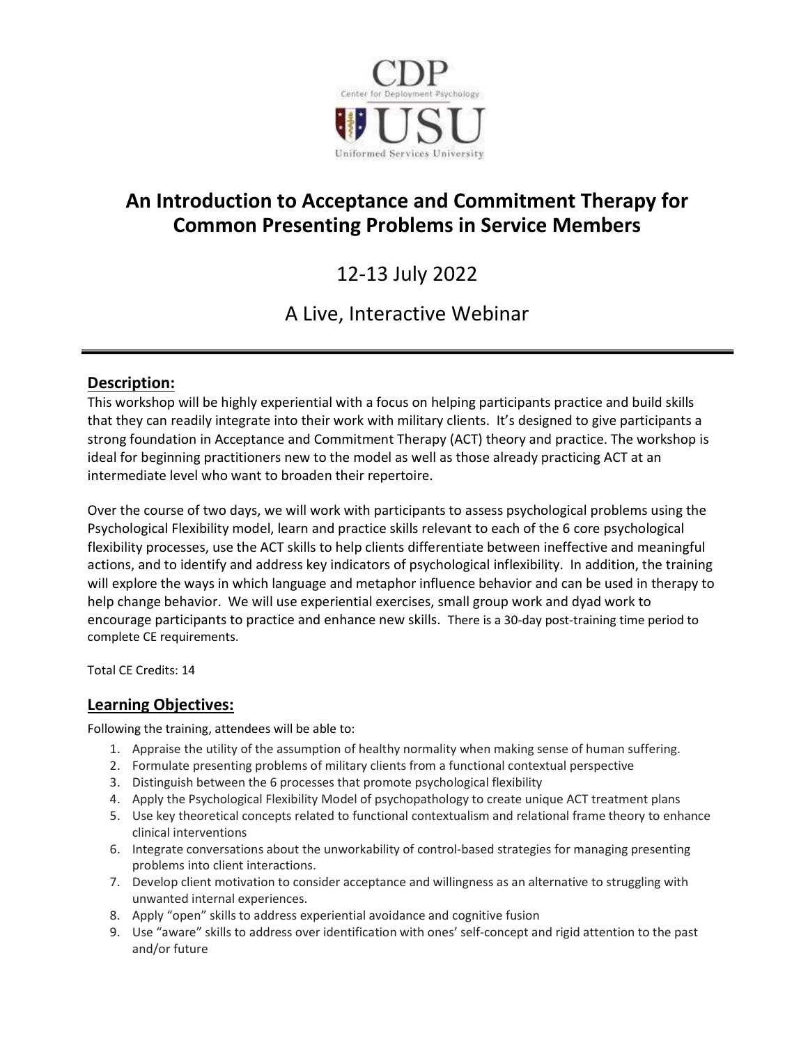CDP

Center for Deployment Psychology

USU

Uniformed Services University

# An Introduction to Acceptance and Commitment Therapy for Common Presenting Problems in Service Members

12-13 July 2022

A Live, Interactive Webinar

---

## Description:

This workshop will be highly experiential with a focus on helping participants practice and build skills that they can readily integrate into their work with military clients. It's designed to give participants a strong foundation in Acceptance and Commitment Therapy (ACT) theory and practice. The workshop is ideal for beginning practitioners new to the model as well as those already practicing ACT at an intermediate level who want to broaden their repertoire.

Over the course of two days, we will work with participants to assess psychological problems using the Psychological Flexibility model, learn and practice skills relevant to each of the 6 core psychological flexibility processes, use the ACT skills to help clients differentiate between ineffective and meaningful actions, and to identify and address key indicators of psychological inflexibility. In addition, the training will explore the ways in which language and metaphor influence behavior and can be used in therapy to help change behavior. We will use experiential exercises, small group work and dyad work to encourage participants to practice and enhance new skills. There is a 30-day post-training time period to complete CE requirements.

Total CE Credits: 14

## Learning Objectives:

Following the training, attendees will be able to:

1. Appraise the utility of the assumption of healthy normality when making sense of human suffering.
2. Formulate presenting problems of military clients from a functional contextual perspective
3. Distinguish between the 6 processes that promote psychological flexibility
4. Apply the Psychological Flexibility Model of psychopathology to create unique ACT treatment plans
5. Use key theoretical concepts related to functional contextualism and relational frame theory to enhance clinical interventions
6. Integrate conversations about the unworkability of control-based strategies for managing presenting problems into client interactions.
7. Develop client motivation to consider acceptance and willingness as an alternative to struggling with unwanted internal experiences.
8. Apply "open" skills to address experiential avoidance and cognitive fusion
9. Use "aware" skills to address over identification with ones' self-concept and rigid attention to the past and/or future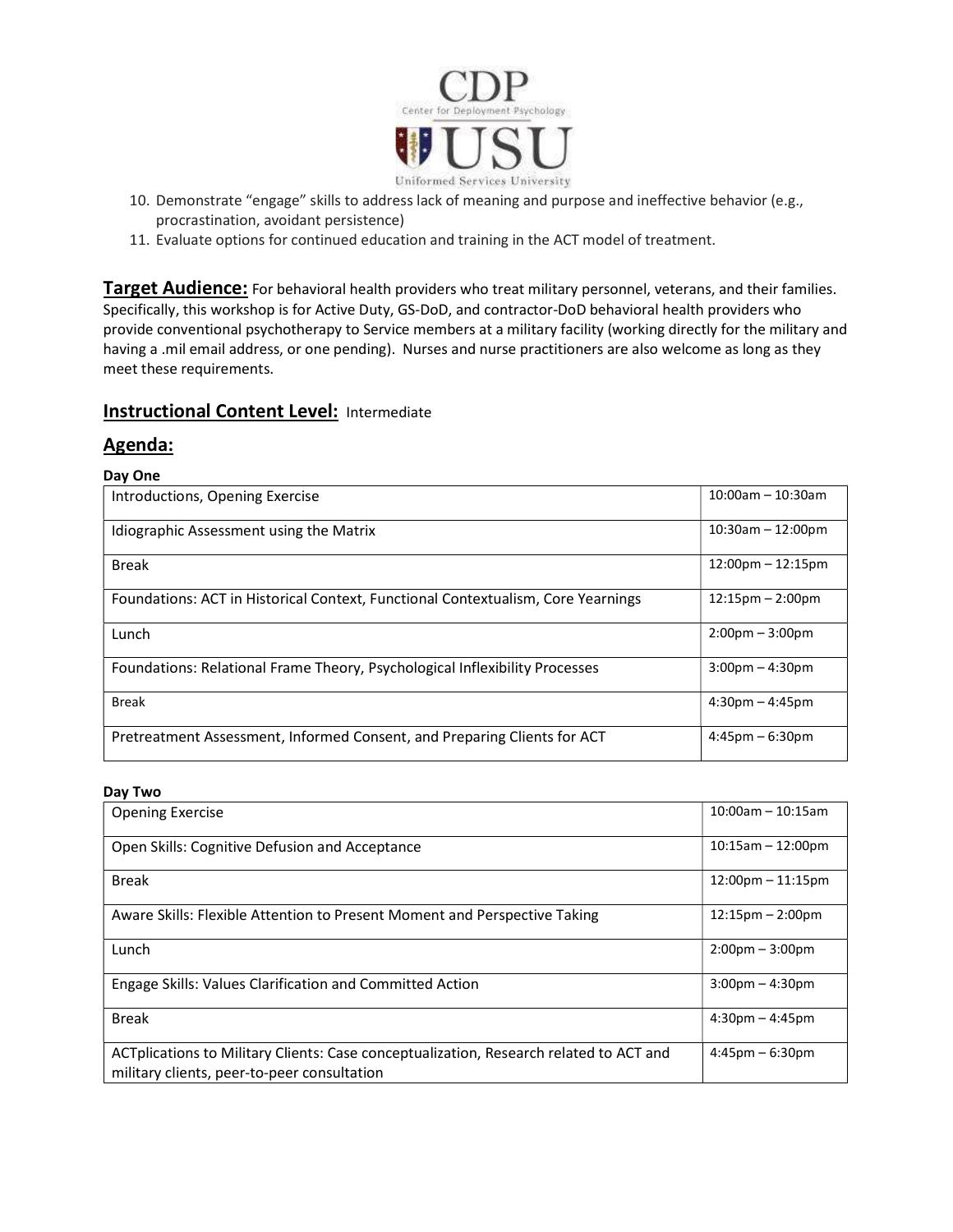10. Demonstrate "engage" skills to address lack of meaning and purpose and ineffective behavior (e.g., procrastination, avoidant persistence)
11. Evaluate options for continued education and training in the ACT model of treatment.

**Target Audience:** For behavioral health providers who treat military personnel, veterans, and their families. Specifically, this workshop is for Active Duty, GS-DoD, and contractor-DoD behavioral health providers who provide conventional psychotherapy to Service members at a military facility (working directly for the military and having a .mil email address, or one pending). Nurses and nurse practitioners are also welcome as long as they meet these requirements.

## Instructional Content Level: Intermediate

## Agenda:

**Day One**

| Session | Time |
|---|---|
| Introductions, Opening Exercise | 10:00am – 10:30am |
| Idiographic Assessment using the Matrix | 10:30am – 12:00pm |
| Break | 12:00pm – 12:15pm |
| Foundations: ACT in Historical Context, Functional Contextualism, Core Yearnings | 12:15pm – 2:00pm |
| Lunch | 2:00pm – 3:00pm |
| Foundations: Relational Frame Theory, Psychological Inflexibility Processes | 3:00pm – 4:30pm |
| Break | 4:30pm – 4:45pm |
| Pretreatment Assessment, Informed Consent, and Preparing Clients for ACT | 4:45pm – 6:30pm |

**Day Two**

| Session | Time |
|---|---|
| Opening Exercise | 10:00am – 10:15am |
| Open Skills: Cognitive Defusion and Acceptance | 10:15am – 12:00pm |
| Break | 12:00pm – 11:15pm |
| Aware Skills: Flexible Attention to Present Moment and Perspective Taking | 12:15pm – 2:00pm |
| Lunch | 2:00pm – 3:00pm |
| Engage Skills: Values Clarification and Committed Action | 3:00pm – 4:30pm |
| Break | 4:30pm – 4:45pm |
| ACTplications to Military Clients: Case conceptualization, Research related to ACT and military clients, peer-to-peer consultation | 4:45pm – 6:30pm |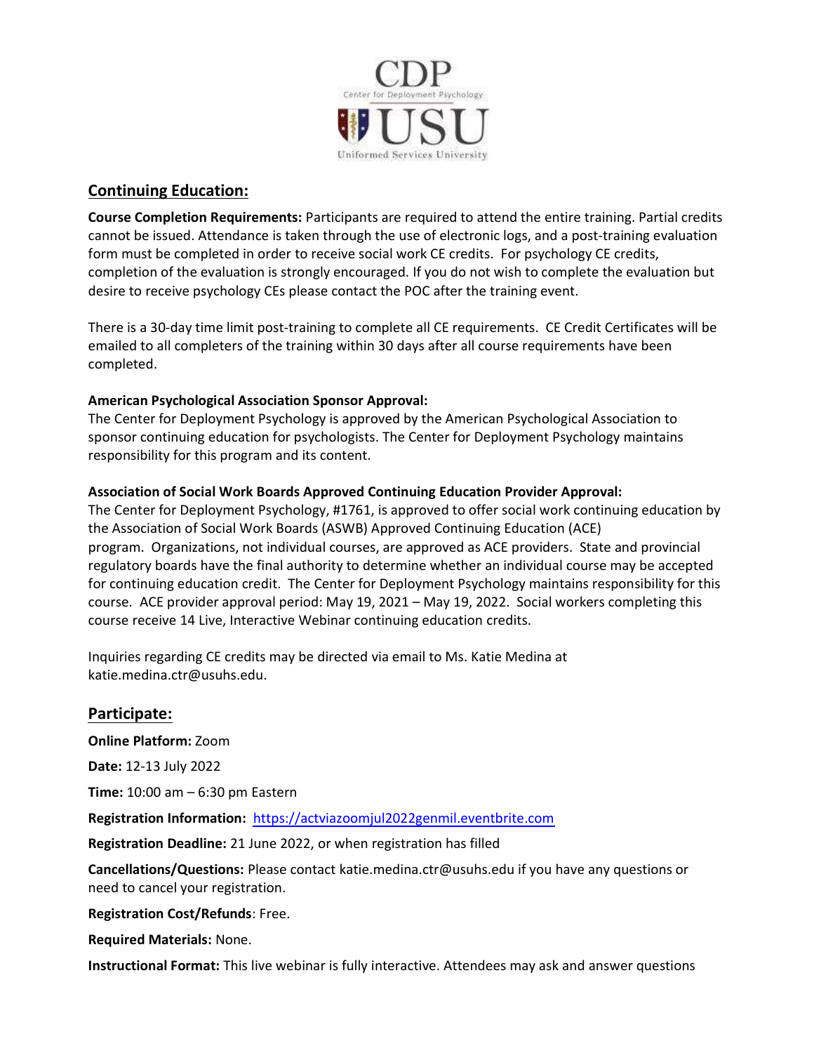## Continuing Education:

**Course Completion Requirements:** Participants are required to attend the entire training. Partial credits cannot be issued. Attendance is taken through the use of electronic logs, and a post-training evaluation form must be completed in order to receive social work CE credits. For psychology CE credits, completion of the evaluation is strongly encouraged. If you do not wish to complete the evaluation but desire to receive psychology CEs please contact the POC after the training event.

There is a 30-day time limit post-training to complete all CE requirements. CE Credit Certificates will be emailed to all completers of the training within 30 days after all course requirements have been completed.

**American Psychological Association Sponsor Approval:**
The Center for Deployment Psychology is approved by the American Psychological Association to sponsor continuing education for psychologists. The Center for Deployment Psychology maintains responsibility for this program and its content.

**Association of Social Work Boards Approved Continuing Education Provider Approval:**
The Center for Deployment Psychology, #1761, is approved to offer social work continuing education by the Association of Social Work Boards (ASWB) Approved Continuing Education (ACE) program. Organizations, not individual courses, are approved as ACE providers. State and provincial regulatory boards have the final authority to determine whether an individual course may be accepted for continuing education credit. The Center for Deployment Psychology maintains responsibility for this course. ACE provider approval period: May 19, 2021 – May 19, 2022. Social workers completing this course receive 14 Live, Interactive Webinar continuing education credits.

Inquiries regarding CE credits may be directed via email to Ms. Katie Medina at katie.medina.ctr@usuhs.edu.

## Participate:

**Online Platform:** Zoom

**Date:** 12-13 July 2022

**Time:** 10:00 am – 6:30 pm Eastern

**Registration Information:** https://actviazoomjul2022genmil.eventbrite.com

**Registration Deadline:** 21 June 2022, or when registration has filled

**Cancellations/Questions:** Please contact katie.medina.ctr@usuhs.edu if you have any questions or need to cancel your registration.

**Registration Cost/Refunds**: Free.

**Required Materials:** None.

**Instructional Format:** This live webinar is fully interactive. Attendees may ask and answer questions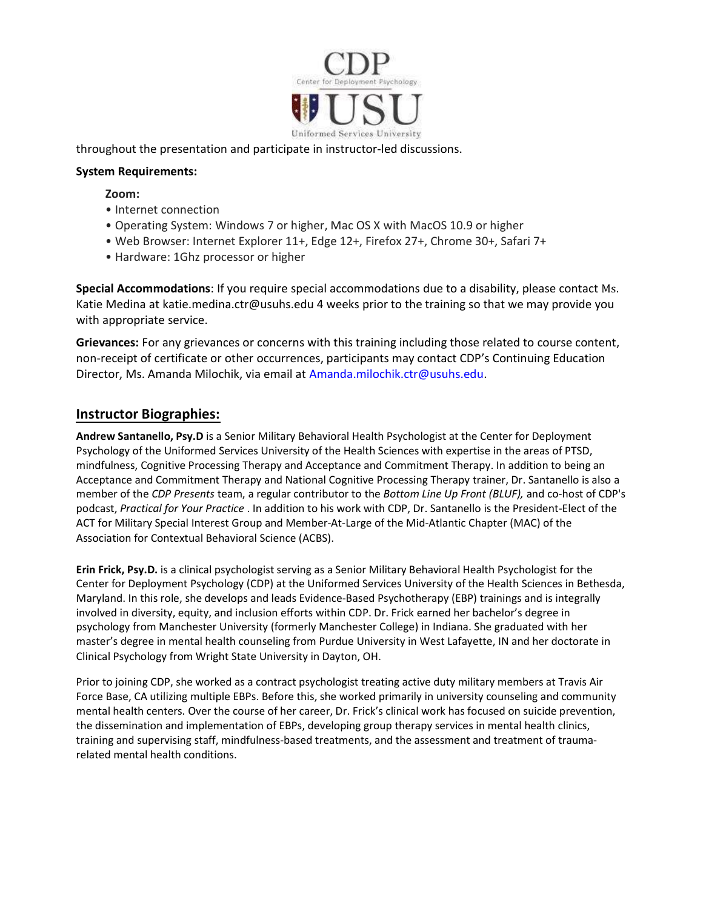throughout the presentation and participate in instructor-led discussions.

**System Requirements:**

**Zoom:**

- Internet connection
- Operating System: Windows 7 or higher, Mac OS X with MacOS 10.9 or higher
- Web Browser: Internet Explorer 11+, Edge 12+, Firefox 27+, Chrome 30+, Safari 7+
- Hardware: 1Ghz processor or higher

**Special Accommodations**: If you require special accommodations due to a disability, please contact Ms. Katie Medina at katie.medina.ctr@usuhs.edu 4 weeks prior to the training so that we may provide you with appropriate service.

**Grievances:** For any grievances or concerns with this training including those related to course content, non-receipt of certificate or other occurrences, participants may contact CDP's Continuing Education Director, Ms. Amanda Milochik, via email at Amanda.milochik.ctr@usuhs.edu.

## Instructor Biographies:

**Andrew Santanello, Psy.D** is a Senior Military Behavioral Health Psychologist at the Center for Deployment Psychology of the Uniformed Services University of the Health Sciences with expertise in the areas of PTSD, mindfulness, Cognitive Processing Therapy and Acceptance and Commitment Therapy. In addition to being an Acceptance and Commitment Therapy and National Cognitive Processing Therapy trainer, Dr. Santanello is also a member of the *CDP Presents* team, a regular contributor to the *Bottom Line Up Front (BLUF),* and co-host of CDP's podcast, *Practical for Your Practice* . In addition to his work with CDP, Dr. Santanello is the President-Elect of the ACT for Military Special Interest Group and Member-At-Large of the Mid-Atlantic Chapter (MAC) of the Association for Contextual Behavioral Science (ACBS).

**Erin Frick, Psy.D.** is a clinical psychologist serving as a Senior Military Behavioral Health Psychologist for the Center for Deployment Psychology (CDP) at the Uniformed Services University of the Health Sciences in Bethesda, Maryland. In this role, she develops and leads Evidence-Based Psychotherapy (EBP) trainings and is integrally involved in diversity, equity, and inclusion efforts within CDP. Dr. Frick earned her bachelor's degree in psychology from Manchester University (formerly Manchester College) in Indiana. She graduated with her master's degree in mental health counseling from Purdue University in West Lafayette, IN and her doctorate in Clinical Psychology from Wright State University in Dayton, OH.

Prior to joining CDP, she worked as a contract psychologist treating active duty military members at Travis Air Force Base, CA utilizing multiple EBPs. Before this, she worked primarily in university counseling and community mental health centers. Over the course of her career, Dr. Frick's clinical work has focused on suicide prevention, the dissemination and implementation of EBPs, developing group therapy services in mental health clinics, training and supervising staff, mindfulness-based treatments, and the assessment and treatment of trauma-related mental health conditions.